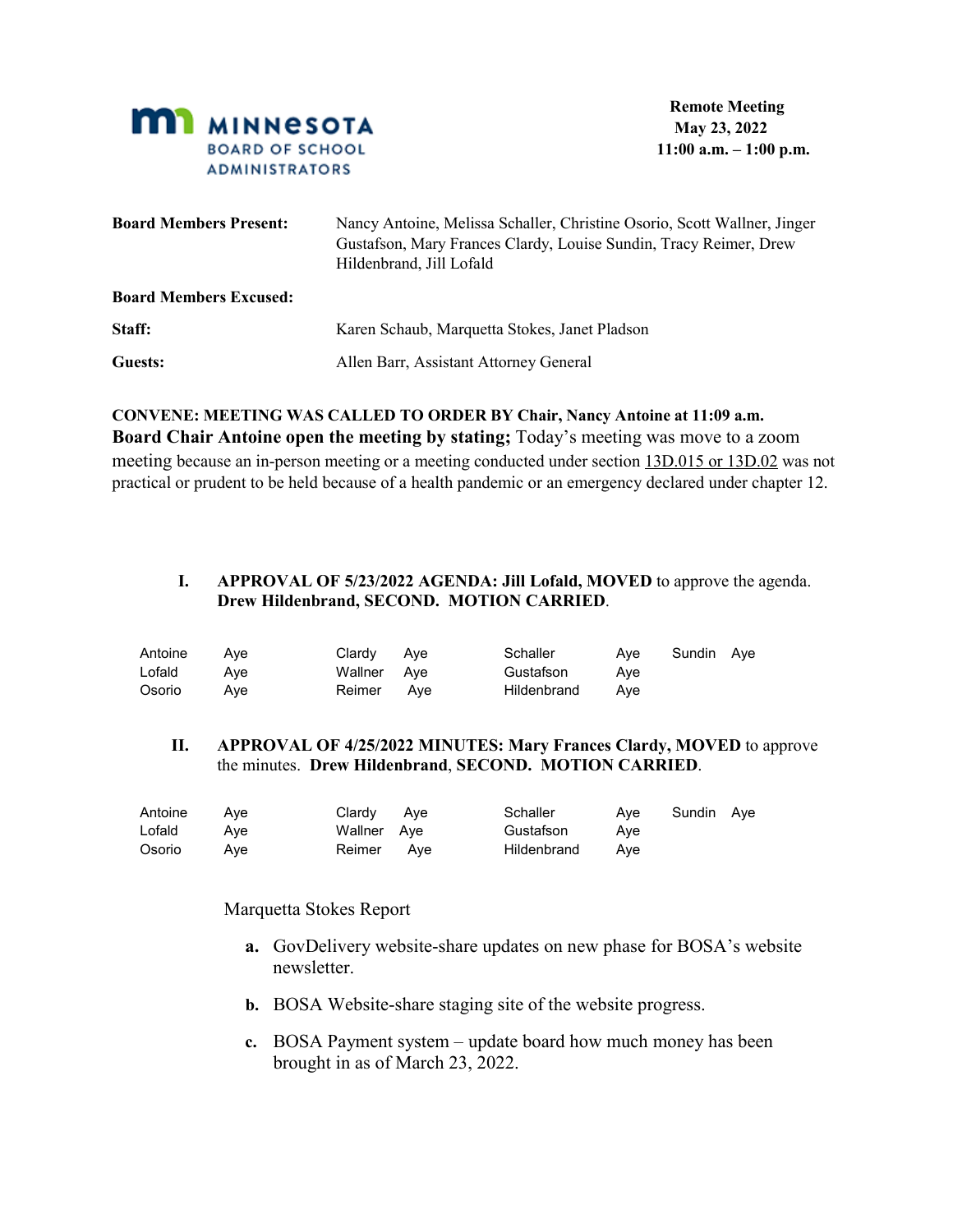MINNESOTA BOARD OF SCHOOL ADMINISTRATORS

**Remote Meeting**
**May 23, 2022**
**11:00 a.m. – 1:00 p.m.**

| | |
|---|---|
| **Board Members Present:** | Nancy Antoine, Melissa Schaller, Christine Osorio, Scott Wallner, Jinger Gustafson, Mary Frances Clardy, Louise Sundin, Tracy Reimer, Drew Hildenbrand, Jill Lofald |
| **Board Members Excused:** | |
| **Staff:** | Karen Schaub, Marquetta Stokes, Janet Pladson |
| **Guests:** | Allen Barr, Assistant Attorney General |

**CONVENE: MEETING WAS CALLED TO ORDER BY Chair, Nancy Antoine at 11:09 a.m.**
**Board Chair Antoine open the meeting by stating;** Today's meeting was move to a zoom meeting because an in-person meeting or a meeting conducted under section 13D.015 or 13D.02 was not practical or prudent to be held because of a health pandemic or an emergency declared under chapter 12.

**I. APPROVAL OF 5/23/2022 AGENDA: Jill Lofald, MOVED** to approve the agenda. **Drew Hildenbrand, SECOND. MOTION CARRIED**.

| | | | | | | | |
|---|---|---|---|---|---|---|---|
| Antoine | Aye | Clardy | Aye | Schaller | Aye | Sundin | Aye |
| Lofald | Aye | Wallner | Aye | Gustafson | Aye | | |
| Osorio | Aye | Reimer | Aye | Hildenbrand | Aye | | |

**II. APPROVAL OF 4/25/2022 MINUTES: Mary Frances Clardy, MOVED** to approve the minutes. **Drew Hildenbrand**, **SECOND. MOTION CARRIED**.

| | | | | | | | |
|---|---|---|---|---|---|---|---|
| Antoine | Aye | Clardy | Aye | Schaller | Aye | Sundin | Aye |
| Lofald | Aye | Wallner | Aye | Gustafson | Aye | | |
| Osorio | Aye | Reimer | Aye | Hildenbrand | Aye | | |

Marquetta Stokes Report

**a.** GovDelivery website-share updates on new phase for BOSA's website newsletter.

**b.** BOSA Website-share staging site of the website progress.

**c.** BOSA Payment system – update board how much money has been brought in as of March 23, 2022.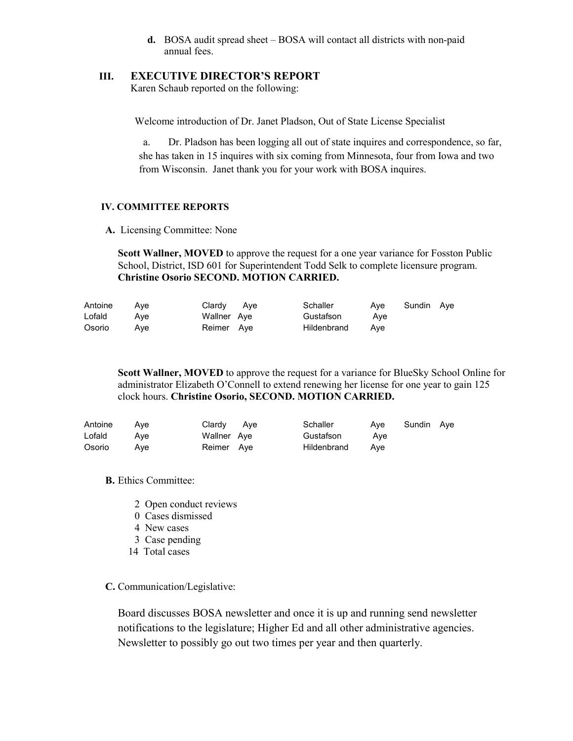d. BOSA audit spread sheet – BOSA will contact all districts with non-paid annual fees.

## III. EXECUTIVE DIRECTOR'S REPORT

Karen Schaub reported on the following:

Welcome introduction of Dr. Janet Pladson, Out of State License Specialist

a. Dr. Pladson has been logging all out of state inquires and correspondence, so far, she has taken in 15 inquires with six coming from Minnesota, four from Iowa and two from Wisconsin. Janet thank you for your work with BOSA inquires.

## IV. COMMITTEE REPORTS

**A.** Licensing Committee: None

**Scott Wallner, MOVED** to approve the request for a one year variance for Fosston Public School, District, ISD 601 for Superintendent Todd Selk to complete licensure program. **Christine Osorio SECOND. MOTION CARRIED.**

| | | | | | | | |
|---|---|---|---|---|---|---|---|
| Antoine | Aye | Clardy | Aye | Schaller | Aye | Sundin | Aye |
| Lofald | Aye | Wallner | Aye | Gustafson | Aye | | |
| Osorio | Aye | Reimer | Aye | Hildenbrand | Aye | | |

**Scott Wallner, MOVED** to approve the request for a variance for BlueSky School Online for administrator Elizabeth O'Connell to extend renewing her license for one year to gain 125 clock hours. **Christine Osorio, SECOND. MOTION CARRIED.**

| | | | | | | | |
|---|---|---|---|---|---|---|---|
| Antoine | Aye | Clardy | Aye | Schaller | Aye | Sundin | Aye |
| Lofald | Aye | Wallner | Aye | Gustafson | Aye | | |
| Osorio | Aye | Reimer | Aye | Hildenbrand | Aye | | |

**B.** Ethics Committee:

- 2 Open conduct reviews
- 0 Cases dismissed
- 4 New cases
- 3 Case pending
- 14 Total cases

**C.** Communication/Legislative:

Board discusses BOSA newsletter and once it is up and running send newsletter notifications to the legislature; Higher Ed and all other administrative agencies. Newsletter to possibly go out two times per year and then quarterly.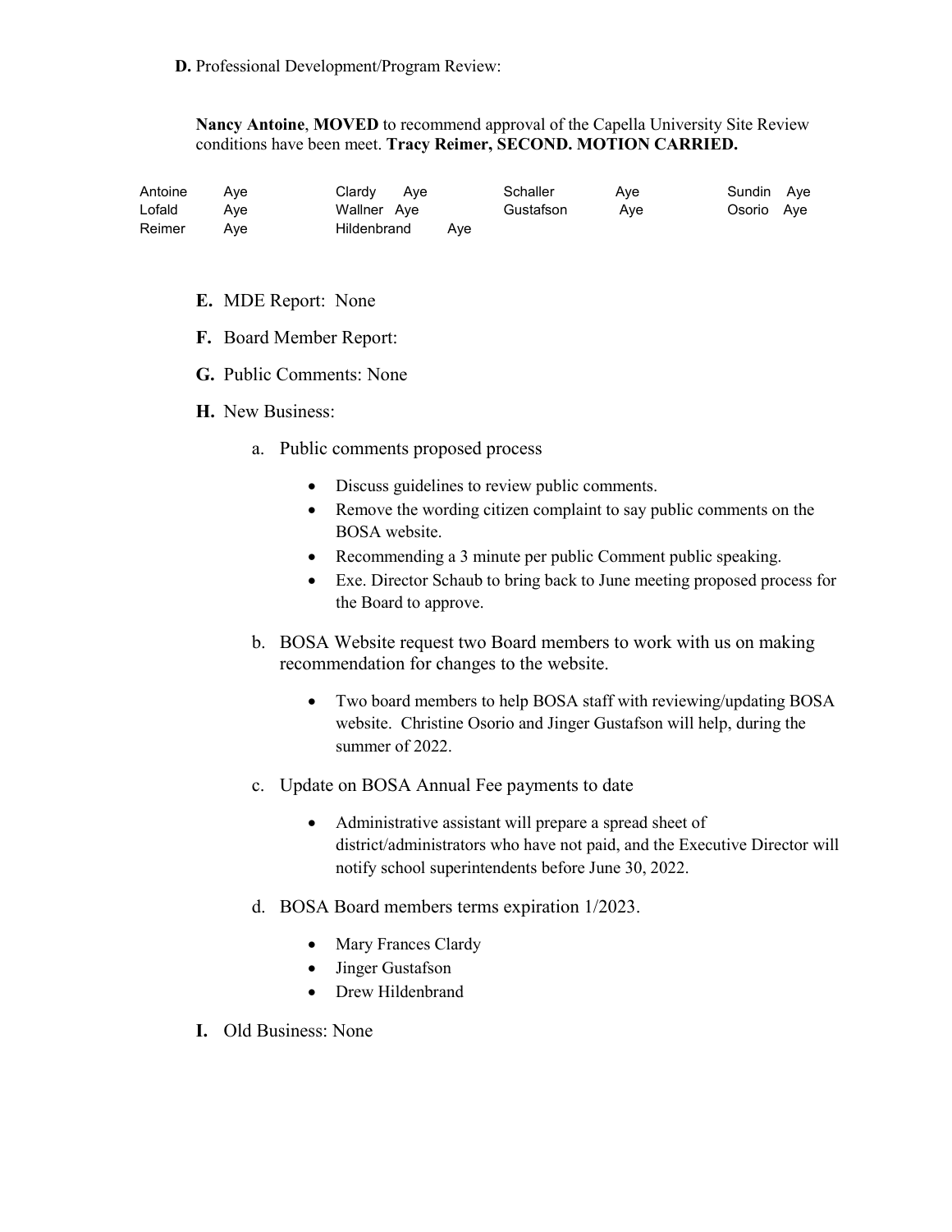**D.** Professional Development/Program Review:

**Nancy Antoine**, **MOVED** to recommend approval of the Capella University Site Review conditions have been meet. **Tracy Reimer, SECOND. MOTION CARRIED.**

| | | | | | | | |
|---|---|---|---|---|---|---|---|
| Antoine | Aye | Clardy | Aye | Schaller | Aye | Sundin | Aye |
| Lofald | Aye | Wallner | Aye | Gustafson | Aye | Osorio | Aye |
| Reimer | Aye | Hildenbrand | Aye | | | | |

**E.** MDE Report: None

**F.** Board Member Report:

**G.** Public Comments: None

**H.** New Business:

a. Public comments proposed process

- Discuss guidelines to review public comments.
- Remove the wording citizen complaint to say public comments on the BOSA website.
- Recommending a 3 minute per public Comment public speaking.
- Exe. Director Schaub to bring back to June meeting proposed process for the Board to approve.

b. BOSA Website request two Board members to work with us on making recommendation for changes to the website.

- Two board members to help BOSA staff with reviewing/updating BOSA website. Christine Osorio and Jinger Gustafson will help, during the summer of 2022.

c. Update on BOSA Annual Fee payments to date

- Administrative assistant will prepare a spread sheet of district/administrators who have not paid, and the Executive Director will notify school superintendents before June 30, 2022.

d. BOSA Board members terms expiration 1/2023.

- Mary Frances Clardy
- Jinger Gustafson
- Drew Hildenbrand

**I.** Old Business: None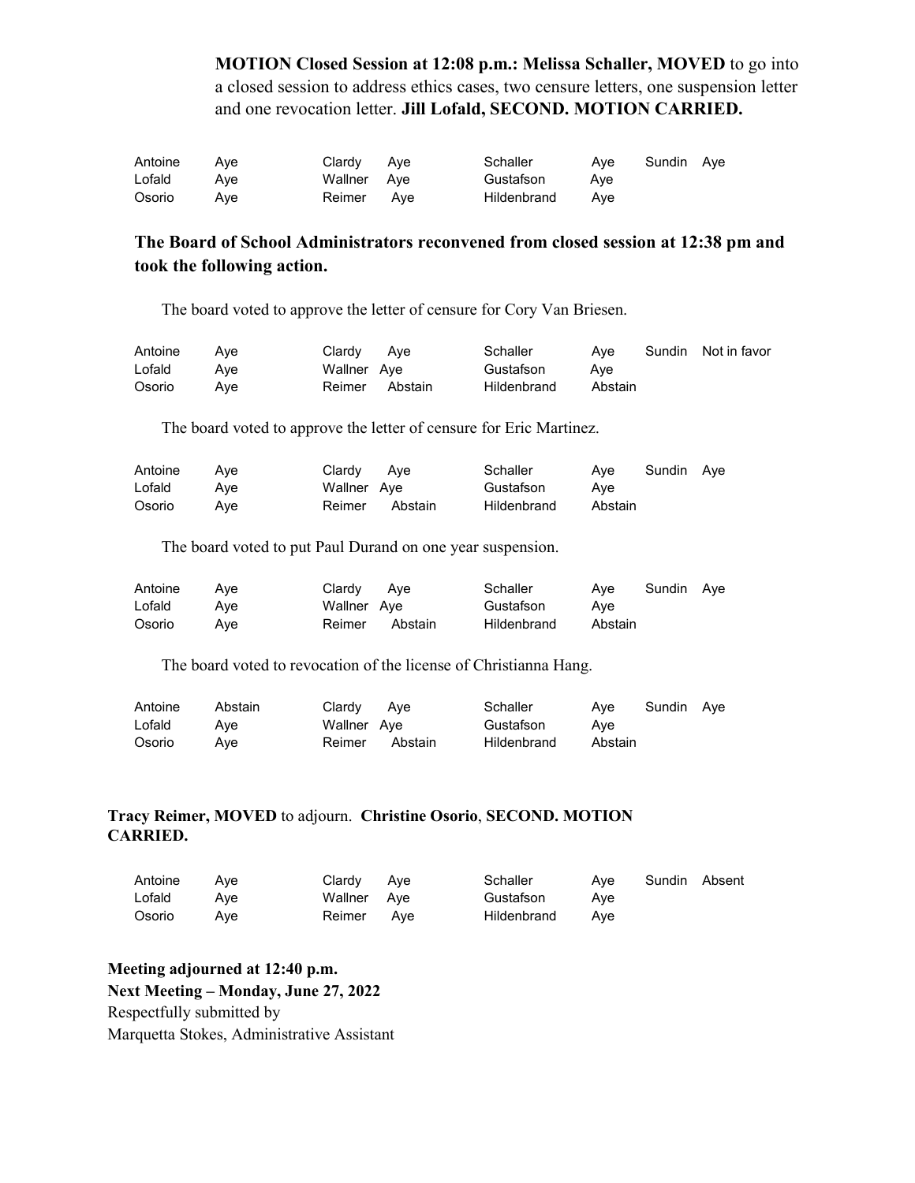**MOTION Closed Session at 12:08 p.m.: Melissa Schaller, MOVED** to go into a closed session to address ethics cases, two censure letters, one suspension letter and one revocation letter. **Jill Lofald, SECOND. MOTION CARRIED.**

| | | | | | | | |
|---|---|---|---|---|---|---|---|
| Antoine | Aye | Clardy | Aye | Schaller | Aye | Sundin | Aye |
| Lofald | Aye | Wallner | Aye | Gustafson | Aye | | |
| Osorio | Aye | Reimer | Aye | Hildenbrand | Aye | | |

**The Board of School Administrators reconvened from closed session at 12:38 pm and took the following action.**

The board voted to approve the letter of censure for Cory Van Briesen.

| | | | | | | | |
|---|---|---|---|---|---|---|---|
| Antoine | Aye | Clardy | Aye | Schaller | Aye | Sundin | Not in favor |
| Lofald | Aye | Wallner | Aye | Gustafson | Aye | | |
| Osorio | Aye | Reimer | Abstain | Hildenbrand | Abstain | | |

The board voted to approve the letter of censure for Eric Martinez.

| | | | | | | | |
|---|---|---|---|---|---|---|---|
| Antoine | Aye | Clardy | Aye | Schaller | Aye | Sundin | Aye |
| Lofald | Aye | Wallner | Aye | Gustafson | Aye | | |
| Osorio | Aye | Reimer | Abstain | Hildenbrand | Abstain | | |

The board voted to put Paul Durand on one year suspension.

| | | | | | | | |
|---|---|---|---|---|---|---|---|
| Antoine | Aye | Clardy | Aye | Schaller | Aye | Sundin | Aye |
| Lofald | Aye | Wallner | Aye | Gustafson | Aye | | |
| Osorio | Aye | Reimer | Abstain | Hildenbrand | Abstain | | |

The board voted to revocation of the license of Christianna Hang.

| | | | | | | | |
|---|---|---|---|---|---|---|---|
| Antoine | Abstain | Clardy | Aye | Schaller | Aye | Sundin | Aye |
| Lofald | Aye | Wallner | Aye | Gustafson | Aye | | |
| Osorio | Aye | Reimer | Abstain | Hildenbrand | Abstain | | |

**Tracy Reimer, MOVED** to adjourn. **Christine Osorio**, **SECOND. MOTION CARRIED.**

| | | | | | | | |
|---|---|---|---|---|---|---|---|
| Antoine | Aye | Clardy | Aye | Schaller | Aye | Sundin | Absent |
| Lofald | Aye | Wallner | Aye | Gustafson | Aye | | |
| Osorio | Aye | Reimer | Aye | Hildenbrand | Aye | | |

**Meeting adjourned at 12:40 p.m.**
**Next Meeting – Monday, June 27, 2022**
Respectfully submitted by
Marquetta Stokes, Administrative Assistant